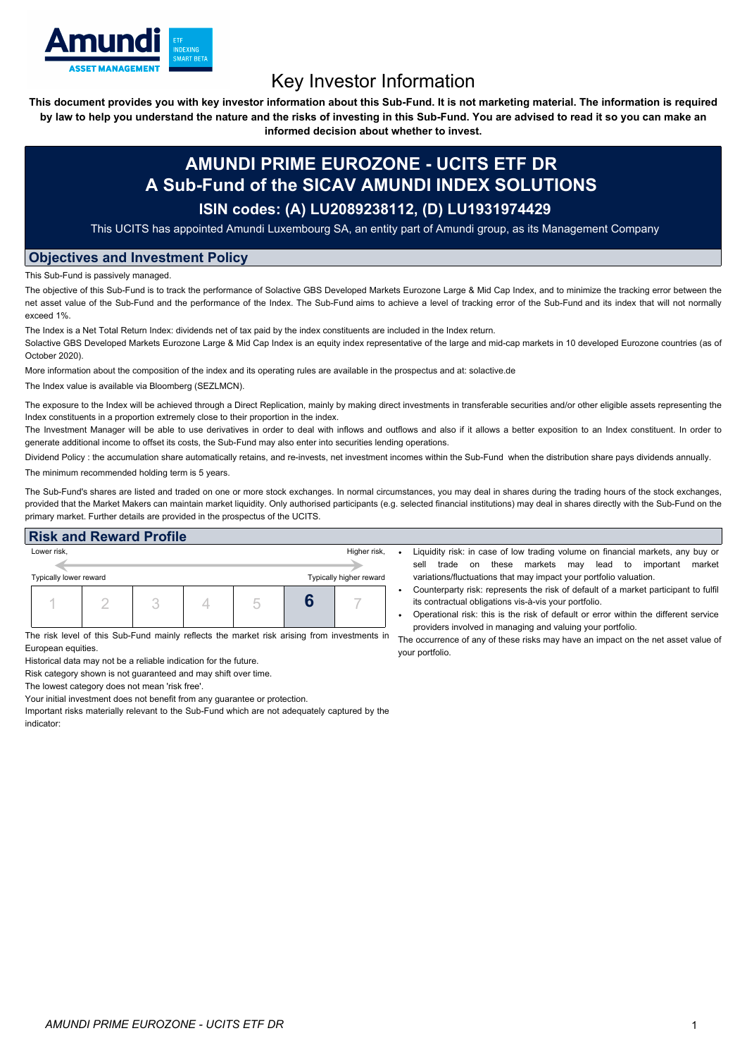Amundi ASSET MANAGEMENT

ETF INDEXING SMART BETA

# Key Investor Information

**This document provides you with key investor information about this Sub-Fund. It is not marketing material. The information is required by law to help you understand the nature and the risks of investing in this Sub-Fund. You are advised to read it so you can make an informed decision about whether to invest.**

## AMUNDI PRIME EUROZONE - UCITS ETF DR
## A Sub-Fund of the SICAV AMUNDI INDEX SOLUTIONS
### ISIN codes: (A) LU2089238112, (D) LU1931974429

This UCITS has appointed Amundi Luxembourg SA, an entity part of Amundi group, as its Management Company

## Objectives and Investment Policy

This Sub-Fund is passively managed.

The objective of this Sub-Fund is to track the performance of Solactive GBS Developed Markets Eurozone Large & Mid Cap Index, and to minimize the tracking error between the net asset value of the Sub-Fund and the performance of the Index. The Sub-Fund aims to achieve a level of tracking error of the Sub-Fund and its index that will not normally exceed 1%.

The Index is a Net Total Return Index: dividends net of tax paid by the index constituents are included in the Index return.

Solactive GBS Developed Markets Eurozone Large & Mid Cap Index is an equity index representative of the large and mid-cap markets in 10 developed Eurozone countries (as of October 2020).

More information about the composition of the index and its operating rules are available in the prospectus and at: solactive.de

The Index value is available via Bloomberg (SEZLMCN).

The exposure to the Index will be achieved through a Direct Replication, mainly by making direct investments in transferable securities and/or other eligible assets representing the Index constituents in a proportion extremely close to their proportion in the index.

The Investment Manager will be able to use derivatives in order to deal with inflows and outflows and also if it allows a better exposition to an Index constituent. In order to generate additional income to offset its costs, the Sub-Fund may also enter into securities lending operations.

Dividend Policy : the accumulation share automatically retains, and re-invests, net investment incomes within the Sub-Fund when the distribution share pays dividends annually.

The minimum recommended holding term is 5 years.

The Sub-Fund's shares are listed and traded on one or more stock exchanges. In normal circumstances, you may deal in shares during the trading hours of the stock exchanges, provided that the Market Makers can maintain market liquidity. Only authorised participants (e.g. selected financial institutions) may deal in shares directly with the Sub-Fund on the primary market. Further details are provided in the prospectus of the UCITS.

## Risk and Reward Profile

Lower risk, Typically lower reward — Higher risk, Typically higher reward

| 1 | 2 | 3 | 4 | 5 | **6** | 7 |
|---|---|---|---|---|---|---|

The risk level of this Sub-Fund mainly reflects the market risk arising from investments in European equities.

Historical data may not be a reliable indication for the future.

Risk category shown is not guaranteed and may shift over time.

The lowest category does not mean 'risk free'.

Your initial investment does not benefit from any guarantee or protection.

Important risks materially relevant to the Sub-Fund which are not adequately captured by the indicator:

- Liquidity risk: in case of low trading volume on financial markets, any buy or sell trade on these markets may lead to important market variations/fluctuations that may impact your portfolio valuation.
- Counterparty risk: represents the risk of default of a market participant to fulfil its contractual obligations vis-à-vis your portfolio.
- Operational risk: this is the risk of default or error within the different service providers involved in managing and valuing your portfolio.

The occurrence of any of these risks may have an impact on the net asset value of your portfolio.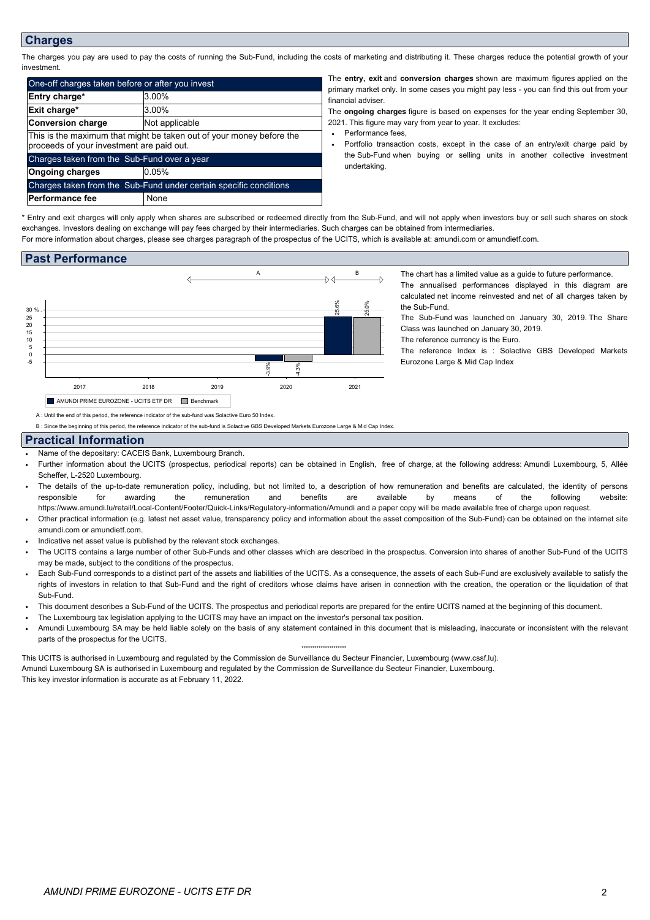## Charges

The charges you pay are used to pay the costs of running the Sub-Fund, including the costs of marketing and distributing it. These charges reduce the potential growth of your investment.

| One-off charges taken before or after you invest | |
|---|---|
| **Entry charge*** | 3.00% |
| **Exit charge*** | 3.00% |
| **Conversion charge** | Not applicable |
| This is the maximum that might be taken out of your money before the proceeds of your investment are paid out. | |
| Charges taken from the Sub-Fund over a year | |
| **Ongoing charges** | 0.05% |
| Charges taken from the Sub-Fund under certain specific conditions | |
| **Performance fee** | None |

The **entry, exit** and **conversion charges** shown are maximum figures applied on the primary market only. In some cases you might pay less - you can find this out from your financial adviser.

The **ongoing charges** figure is based on expenses for the year ending September 30, 2021. This figure may vary from year to year. It excludes:

- Performance fees,
- Portfolio transaction costs, except in the case of an entry/exit charge paid by the Sub-Fund when buying or selling units in another collective investment undertaking.

* Entry and exit charges will only apply when shares are subscribed or redeemed directly from the Sub-Fund, and will not apply when investors buy or sell such shares on stock exchanges. Investors dealing on exchange will pay fees charged by their intermediaries. Such charges can be obtained from intermediaries.

For more information about charges, please see charges paragraph of the prospectus of the UCITS, which is available at: amundi.com or amundietf.com.

## Past Performance

A
B
30 %
25
20
15
10
5
0
-5
25.6%
25.0%
-3.9%
-4.3%
2017
2018
2019
2020
2021
AMUNDI PRIME EUROZONE - UCITS ETF DR
Benchmark

A : Until the end of this period, the reference indicator of the sub-fund was Solactive Euro 50 Index.

B : Since the beginning of this period, the reference indicator of the sub-fund is Solactive GBS Developed Markets Eurozone Large & Mid Cap Index.

The chart has a limited value as a guide to future performance.

The annualised performances displayed in this diagram are calculated net income reinvested and net of all charges taken by the Sub-Fund.

The Sub-Fund was launched on January 30, 2019. The Share Class was launched on January 30, 2019.

The reference currency is the Euro.

The reference Index is : Solactive GBS Developed Markets Eurozone Large & Mid Cap Index

## Practical Information

- Name of the depositary: CACEIS Bank, Luxembourg Branch.
- Further information about the UCITS (prospectus, periodical reports) can be obtained in English, free of charge, at the following address: Amundi Luxembourg, 5, Allée Scheffer, L-2520 Luxembourg.
- The details of the up-to-date remuneration policy, including, but not limited to, a description of how remuneration and benefits are calculated, the identity of persons responsible for awarding the remuneration and benefits are available by means of the following website: https://www.amundi.lu/retail/Local-Content/Footer/Quick-Links/Regulatory-information/Amundi and a paper copy will be made available free of charge upon request.
- Other practical information (e.g. latest net asset value, transparency policy and information about the asset composition of the Sub-Fund) can be obtained on the internet site amundi.com or amundietf.com.
- Indicative net asset value is published by the relevant stock exchanges.
- The UCITS contains a large number of other Sub-Funds and other classes which are described in the prospectus. Conversion into shares of another Sub-Fund of the UCITS may be made, subject to the conditions of the prospectus.
- Each Sub-Fund corresponds to a distinct part of the assets and liabilities of the UCITS. As a consequence, the assets of each Sub-Fund are exclusively available to satisfy the rights of investors in relation to that Sub-Fund and the right of creditors whose claims have arisen in connection with the creation, the operation or the liquidation of that Sub-Fund.
- This document describes a Sub-Fund of the UCITS. The prospectus and periodical reports are prepared for the entire UCITS named at the beginning of this document.
- The Luxembourg tax legislation applying to the UCITS may have an impact on the investor's personal tax position.
- Amundi Luxembourg SA may be held liable solely on the basis of any statement contained in this document that is misleading, inaccurate or inconsistent with the relevant parts of the prospectus for the UCITS.

*******************

This UCITS is authorised in Luxembourg and regulated by the Commission de Surveillance du Secteur Financier, Luxembourg (www.cssf.lu).
Amundi Luxembourg SA is authorised in Luxembourg and regulated by the Commission de Surveillance du Secteur Financier, Luxembourg.
This key investor information is accurate as at February 11, 2022.